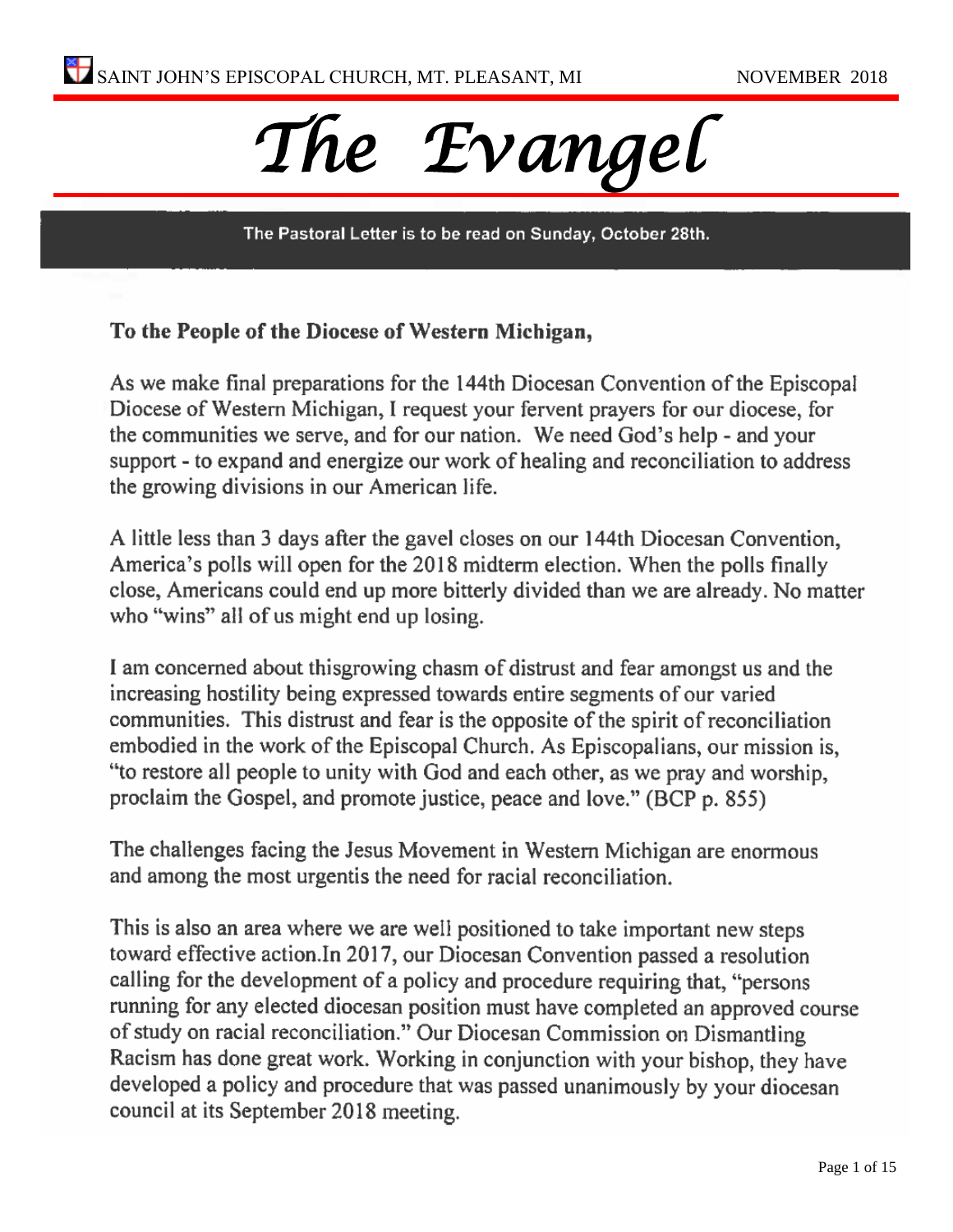SAINT JOHN'S EPISCOPAL CHURCH, MT. PLEASANT, MI NOVEMBER 2018

# *The Evangel*

The Pastoral Letter is to be read on Sunday, October 28th.

**To the People of the Diocese of Western Michigan,**

As we make final preparations for the 144th Diocesan Convention of the Episcopal Diocese of Western Michigan, I request your fervent prayers for our diocese, for the communities we serve, and for our nation. We need God's help - and your support - to expand and energize our work of healing and reconciliation to address the growing divisions in our American life.

A little less than 3 days after the gavel closes on our 144th Diocesan Convention, America's polls will open for the 2018 midterm election. When the polls finally close, Americans could end up more bitterly divided than we are already. No matter who "wins" all of us might end up losing.

I am concerned about thisgrowing chasm of distrust and fear amongst us and the increasing hostility being expressed towards entire segments of our varied communities. This distrust and fear is the opposite of the spirit of reconciliation embodied in the work of the Episcopal Church. As Episcopalians, our mission is, "to restore all people to unity with God and each other, as we pray and worship, proclaim the Gospel, and promote justice, peace and love." (BCP p. 855)

The challenges facing the Jesus Movement in Western Michigan are enormous and among the most urgentis the need for racial reconciliation.

This is also an area where we are well positioned to take important new steps toward effective action.In 2017, our Diocesan Convention passed a resolution calling for the development of a policy and procedure requiring that, "persons running for any elected diocesan position must have completed an approved course of study on racial reconciliation." Our Diocesan Commission on Dismantling Racism has done great work. Working in conjunction with your bishop, they have developed a policy and procedure that was passed unanimously by your diocesan council at its September 2018 meeting.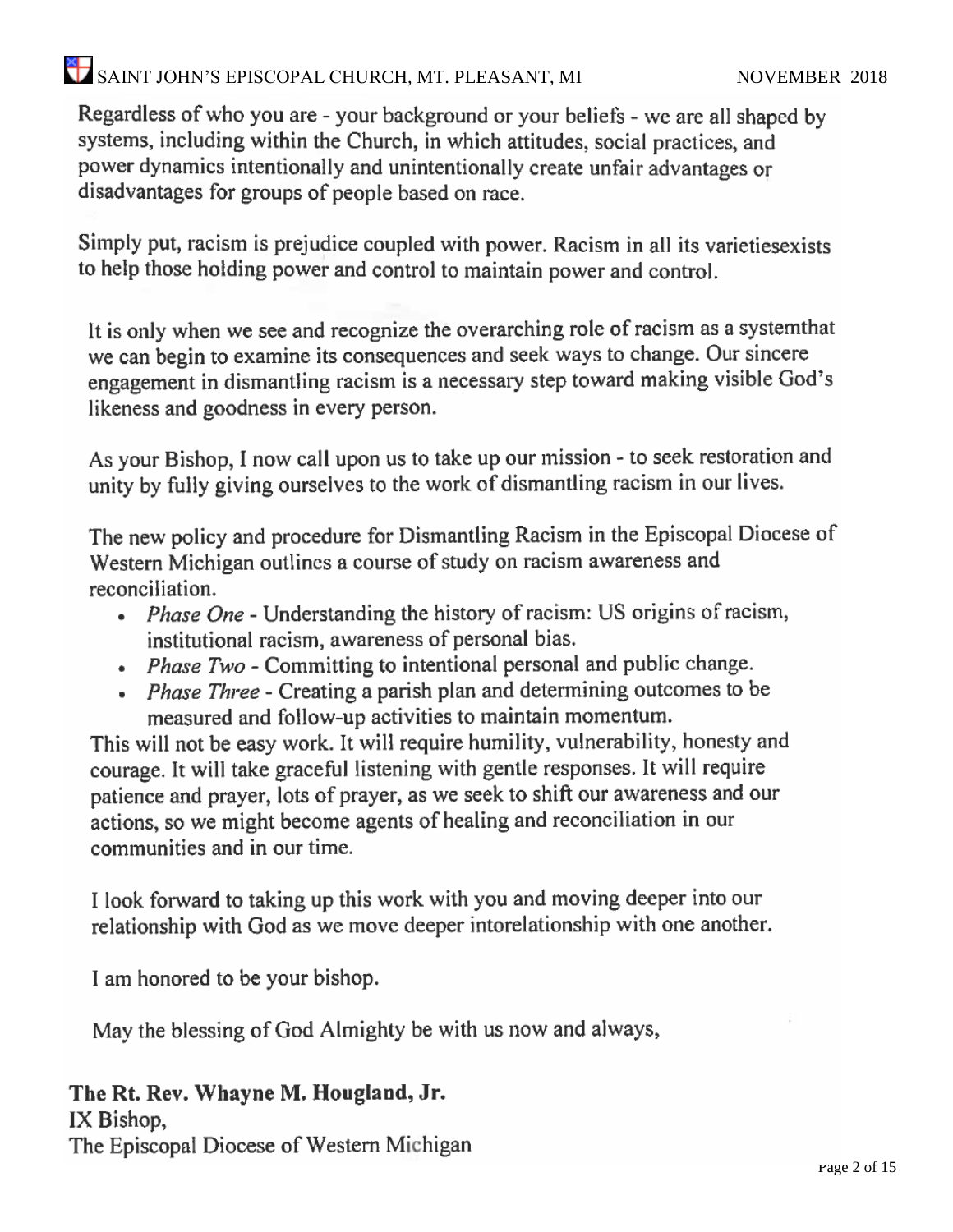Regardless of who you are - your background or your beliefs - we are all shaped by systems, including within the Church, in which attitudes, social practices, and power dynamics intentionally and unintentionally create unfair advantages or disadvantages for groups of people based on race.

Simply put, racism is prejudice coupled with power. Racism in all its varietiesexists to help those holding power and control to maintain power and control.

It is only when we see and recognize the overarching role of racism as a systemthat we can begin to examine its consequences and seek ways to change. Our sincere engagement in dismantling racism is a necessary step toward making visible God's likeness and goodness in every person.

As your Bishop, I now call upon us to take up our mission - to seek restoration and unity by fully giving ourselves to the work of dismantling racism in our lives.

The new policy and procedure for Dismantling Racism in the Episcopal Diocese of Western Michigan outlines a course of study on racism awareness and reconciliation.

- *Phase One* - Understanding the history of racism: US origins of racism, institutional racism, awareness of personal bias.
- *Phase Two* - Committing to intentional personal and public change.
- *Phase Three* - Creating a parish plan and determining outcomes to be measured and follow-up activities to maintain momentum.

This will not be easy work. It will require humility, vulnerability, honesty and courage. It will take graceful listening with gentle responses. It will require patience and prayer, lots of prayer, as we seek to shift our awareness and our actions, so we might become agents of healing and reconciliation in our communities and in our time.

I look forward to taking up this work with you and moving deeper into our relationship with God as we move deeper intorelationship with one another.

I am honored to be your bishop.

May the blessing of God Almighty be with us now and always,

**The Rt. Rev. Whayne M. Hougland, Jr.**
IX Bishop,
The Episcopal Diocese of Western Michigan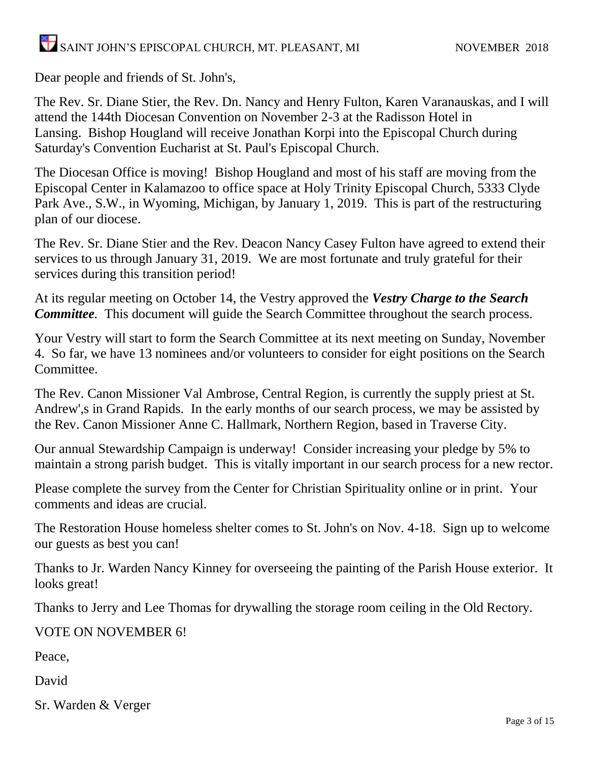Dear people and friends of St. John's,

The Rev. Sr. Diane Stier, the Rev. Dn. Nancy and Henry Fulton, Karen Varanauskas, and I will attend the 144th Diocesan Convention on November 2-3 at the Radisson Hotel in Lansing. Bishop Hougland will receive Jonathan Korpi into the Episcopal Church during Saturday's Convention Eucharist at St. Paul's Episcopal Church.

The Diocesan Office is moving! Bishop Hougland and most of his staff are moving from the Episcopal Center in Kalamazoo to office space at Holy Trinity Episcopal Church, 5333 Clyde Park Ave., S.W., in Wyoming, Michigan, by January 1, 2019. This is part of the restructuring plan of our diocese.

The Rev. Sr. Diane Stier and the Rev. Deacon Nancy Casey Fulton have agreed to extend their services to us through January 31, 2019. We are most fortunate and truly grateful for their services during this transition period!

At its regular meeting on October 14, the Vestry approved the ***Vestry Charge to the Search Committee***. This document will guide the Search Committee throughout the search process.

Your Vestry will start to form the Search Committee at its next meeting on Sunday, November 4. So far, we have 13 nominees and/or volunteers to consider for eight positions on the Search Committee.

The Rev. Canon Missioner Val Ambrose, Central Region, is currently the supply priest at St. Andrew',s in Grand Rapids. In the early months of our search process, we may be assisted by the Rev. Canon Missioner Anne C. Hallmark, Northern Region, based in Traverse City.

Our annual Stewardship Campaign is underway! Consider increasing your pledge by 5% to maintain a strong parish budget. This is vitally important in our search process for a new rector.

Please complete the survey from the Center for Christian Spirituality online or in print. Your comments and ideas are crucial.

The Restoration House homeless shelter comes to St. John's on Nov. 4-18. Sign up to welcome our guests as best you can!

Thanks to Jr. Warden Nancy Kinney for overseeing the painting of the Parish House exterior. It looks great!

Thanks to Jerry and Lee Thomas for drywalling the storage room ceiling in the Old Rectory.

VOTE ON NOVEMBER 6!

Peace,

David

Sr. Warden & Verger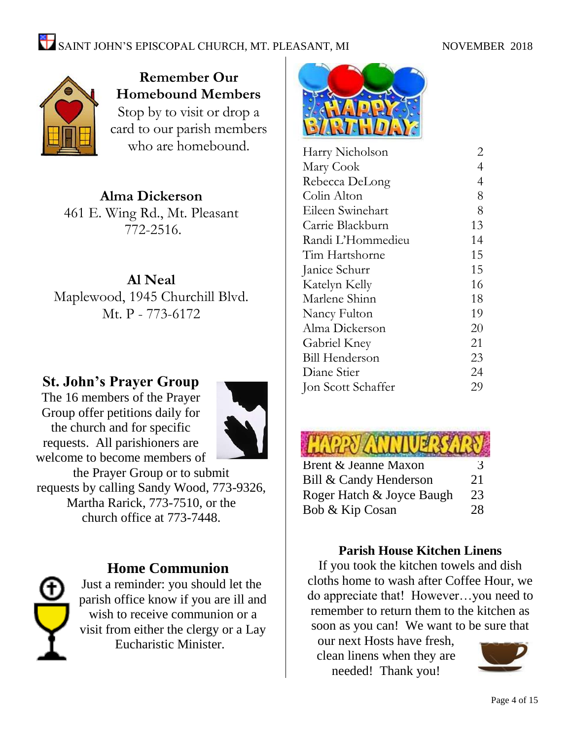## Remember Our Homebound Members

Stop by to visit or drop a card to our parish members who are homebound.

**Alma Dickerson**
461 E. Wing Rd., Mt. Pleasant
772-2516.

**Al Neal**
Maplewood, 1945 Churchill Blvd.
Mt. P - 773-6172

## St. John's Prayer Group

The 16 members of the Prayer Group offer petitions daily for the church and for specific requests. All parishioners are welcome to become members of the Prayer Group or to submit requests by calling Sandy Wood, 773-9326, Martha Rarick, 773-7510, or the church office at 773-7448.

## Home Communion

Just a reminder: you should let the parish office know if you are ill and wish to receive communion or a visit from either the clergy or a Lay Eucharistic Minister.

## HAPPY BIRTHDAY

| Name | Date |
|---|---|
| Harry Nicholson | 2 |
| Mary Cook | 4 |
| Rebecca DeLong | 4 |
| Colin Alton | 8 |
| Eileen Swinehart | 8 |
| Carrie Blackburn | 13 |
| Randi L'Hommedieu | 14 |
| Tim Hartshorne | 15 |
| Janice Schurr | 15 |
| Katelyn Kelly | 16 |
| Marlene Shinn | 18 |
| Nancy Fulton | 19 |
| Alma Dickerson | 20 |
| Gabriel Kney | 21 |
| Bill Henderson | 23 |
| Diane Stier | 24 |
| Jon Scott Schaffer | 29 |

## HAPPY ANNIVERSARY

| Names | Date |
|---|---|
| Brent & Jeanne Maxon | 3 |
| Bill & Candy Henderson | 21 |
| Roger Hatch & Joyce Baugh | 23 |
| Bob & Kip Cosan | 28 |

## Parish House Kitchen Linens

If you took the kitchen towels and dish cloths home to wash after Coffee Hour, we do appreciate that! However…you need to remember to return them to the kitchen as soon as you can! We want to be sure that our next Hosts have fresh, clean linens when they are needed! Thank you!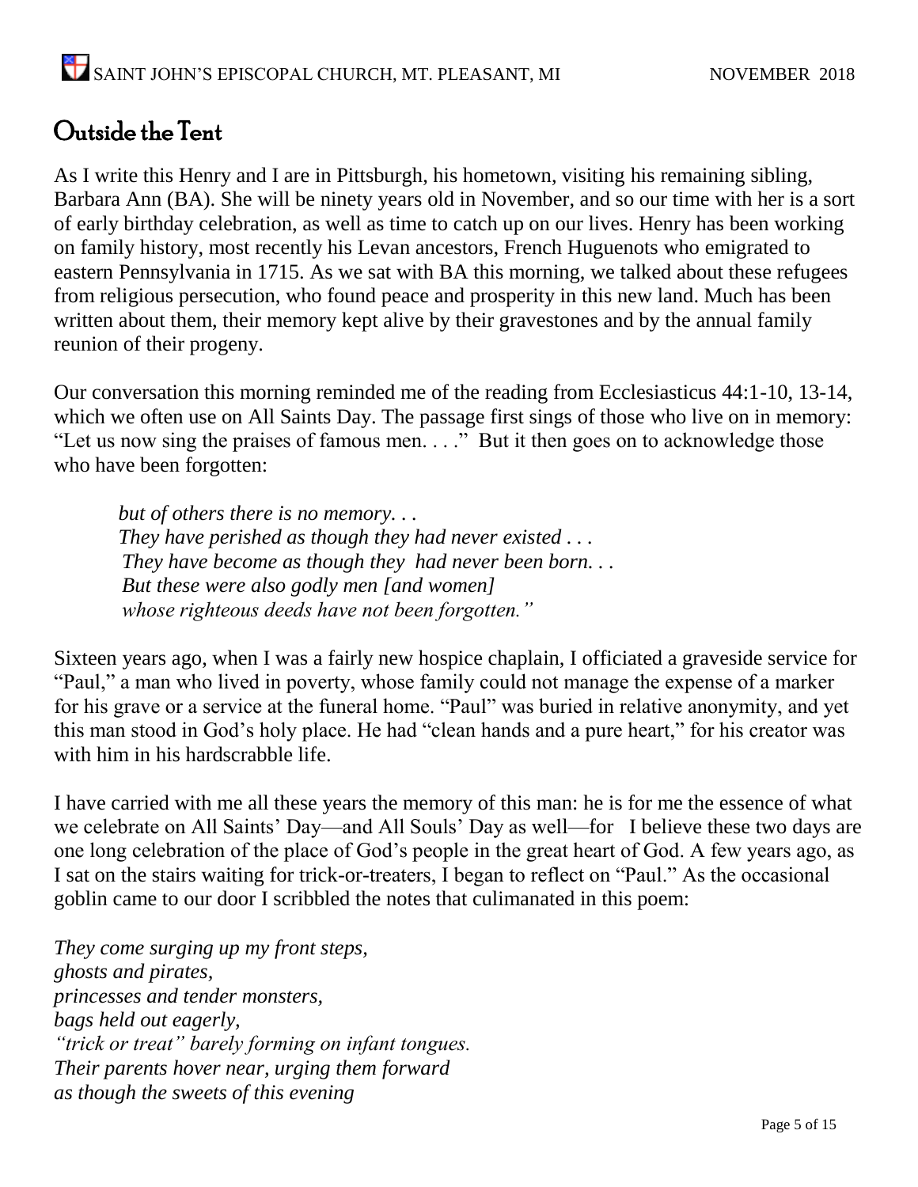## Outside the Tent

As I write this Henry and I are in Pittsburgh, his hometown, visiting his remaining sibling, Barbara Ann (BA). She will be ninety years old in November, and so our time with her is a sort of early birthday celebration, as well as time to catch up on our lives. Henry has been working on family history, most recently his Levan ancestors, French Huguenots who emigrated to eastern Pennsylvania in 1715. As we sat with BA this morning, we talked about these refugees from religious persecution, who found peace and prosperity in this new land. Much has been written about them, their memory kept alive by their gravestones and by the annual family reunion of their progeny.

Our conversation this morning reminded me of the reading from Ecclesiasticus 44:1-10, 13-14, which we often use on All Saints Day. The passage first sings of those who live on in memory: "Let us now sing the praises of famous men. . . ." But it then goes on to acknowledge those who have been forgotten:

> *but of others there is no memory. . .*
> *They have perished as though they had never existed . . .*
> *They have become as though they had never been born. . .*
> *But these were also godly men [and women]*
> *whose righteous deeds have not been forgotten."*

Sixteen years ago, when I was a fairly new hospice chaplain, I officiated a graveside service for "Paul," a man who lived in poverty, whose family could not manage the expense of a marker for his grave or a service at the funeral home. "Paul" was buried in relative anonymity, and yet this man stood in God's holy place. He had "clean hands and a pure heart," for his creator was with him in his hardscrabble life.

I have carried with me all these years the memory of this man: he is for me the essence of what we celebrate on All Saints' Day—and All Souls' Day as well—for I believe these two days are one long celebration of the place of God's people in the great heart of God. A few years ago, as I sat on the stairs waiting for trick-or-treaters, I began to reflect on "Paul." As the occasional goblin came to our door I scribbled the notes that culimanated in this poem:

*They come surging up my front steps,*
*ghosts and pirates,*
*princesses and tender monsters,*
*bags held out eagerly,*
*"trick or treat" barely forming on infant tongues.*
*Their parents hover near, urging them forward*
*as though the sweets of this evening*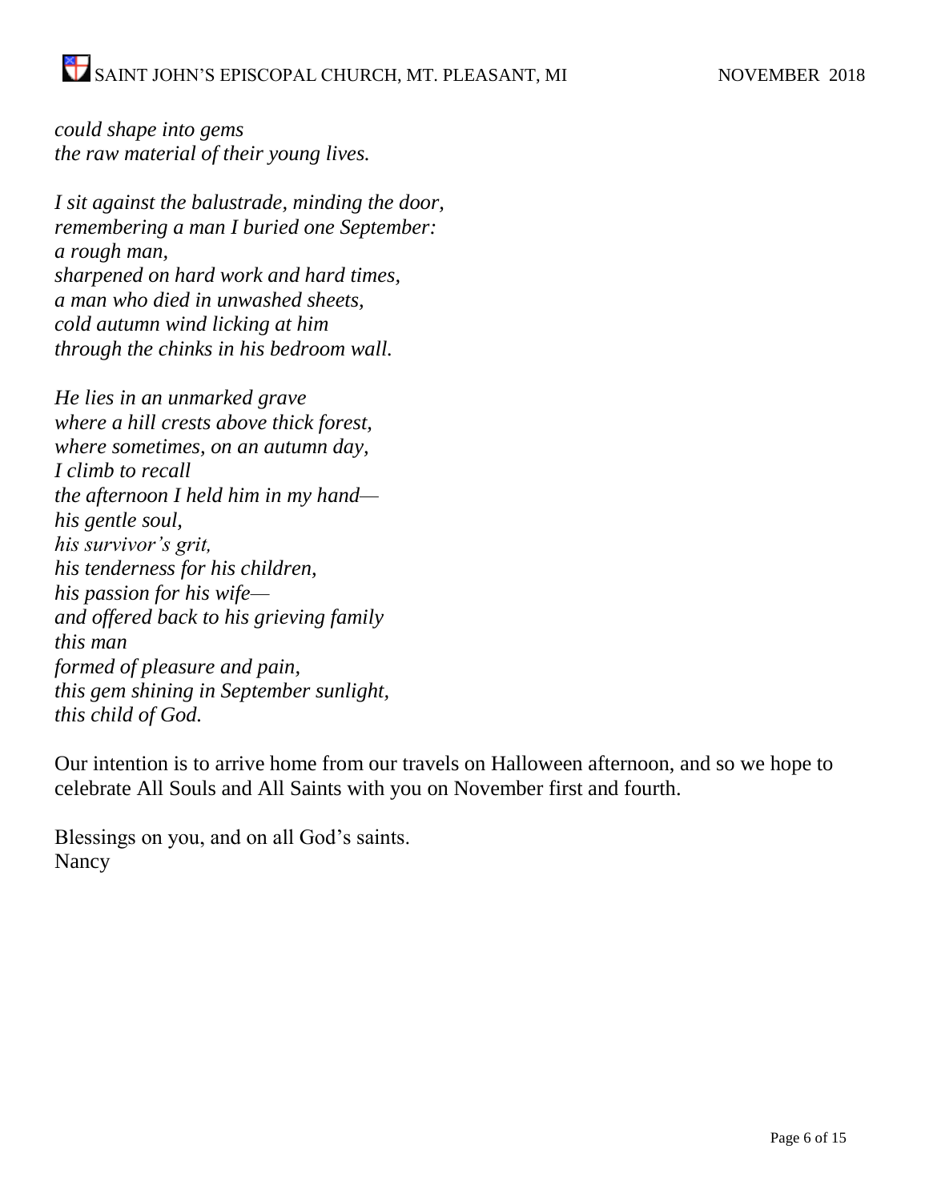*could shape into gems*
*the raw material of their young lives.*

*I sit against the balustrade, minding the door,*
*remembering a man I buried one September:*
*a rough man,*
*sharpened on hard work and hard times,*
*a man who died in unwashed sheets,*
*cold autumn wind licking at him*
*through the chinks in his bedroom wall.*

*He lies in an unmarked grave*
*where a hill crests above thick forest,*
*where sometimes, on an autumn day,*
*I climb to recall*
*the afternoon I held him in my hand—*
*his gentle soul,*
*his survivor's grit,*
*his tenderness for his children,*
*his passion for his wife—*
*and offered back to his grieving family*
*this man*
*formed of pleasure and pain,*
*this gem shining in September sunlight,*
*this child of God.*

Our intention is to arrive home from our travels on Halloween afternoon, and so we hope to celebrate All Souls and All Saints with you on November first and fourth.

Blessings on you, and on all God's saints.
Nancy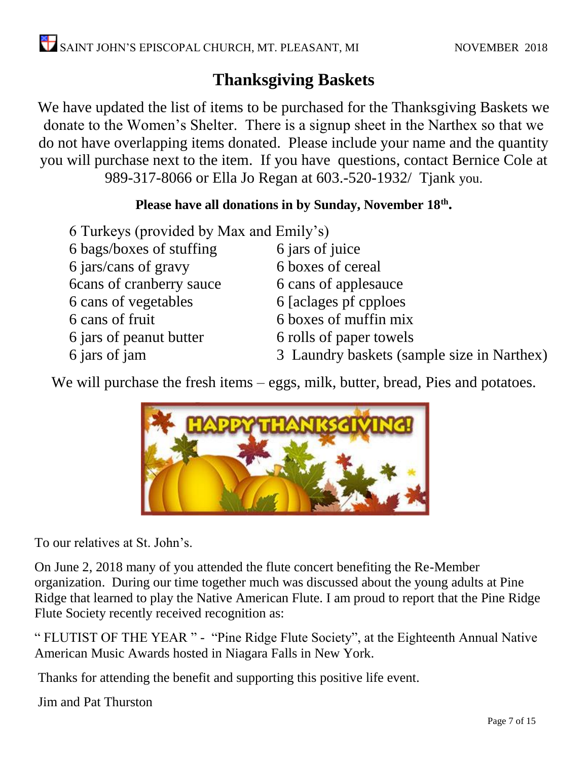## Thanksgiving Baskets

We have updated the list of items to be purchased for the Thanksgiving Baskets we donate to the Women's Shelter. There is a signup sheet in the Narthex so that we do not have overlapping items donated. Please include your name and the quantity you will purchase next to the item. If you have questions, contact Bernice Cole at 989-317-8066 or Ella Jo Regan at 603.-520-1932/ Tjank you.

**Please have all donations in by Sunday, November 18th.**

6 Turkeys (provided by Max and Emily's)

- 6 bags/boxes of stuffing
- 6 jars/cans of gravy
- 6cans of cranberry sauce
- 6 cans of vegetables
- 6 cans of fruit
- 6 jars of peanut butter
- 6 jars of jam
- 6 jars of juice
- 6 boxes of cereal
- 6 cans of applesauce
- 6 [aclages pf cpploes
- 6 boxes of muffin mix
- 6 rolls of paper towels
- 3 Laundry baskets (sample size in Narthex)

We will purchase the fresh items – eggs, milk, butter, bread, Pies and potatoes.

To our relatives at St. John's.

On June 2, 2018 many of you attended the flute concert benefiting the Re-Member organization. During our time together much was discussed about the young adults at Pine Ridge that learned to play the Native American Flute. I am proud to report that the Pine Ridge Flute Society recently received recognition as:

" FLUTIST OF THE YEAR " - "Pine Ridge Flute Society", at the Eighteenth Annual Native American Music Awards hosted in Niagara Falls in New York.

Thanks for attending the benefit and supporting this positive life event.

Jim and Pat Thurston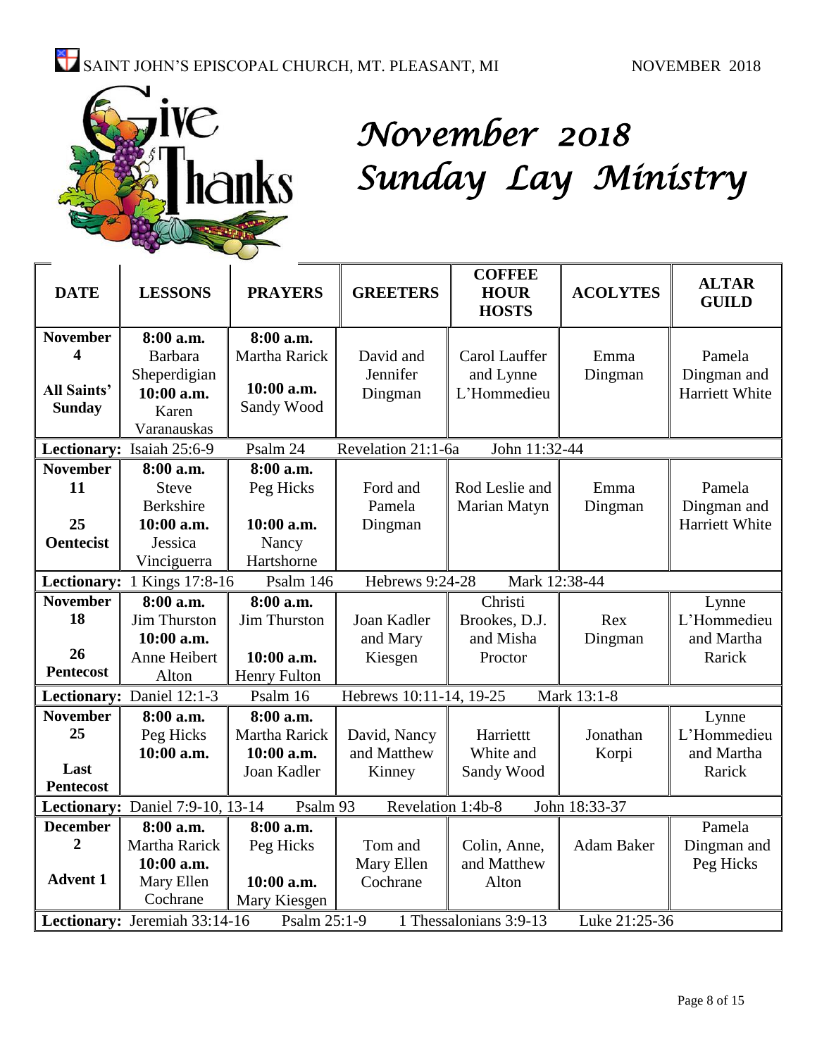# November 2018 Sunday Lay Ministry

| DATE | LESSONS | PRAYERS | GREETERS | COFFEE HOUR HOSTS | ACOLYTES | ALTAR GUILD |
|---|---|---|---|---|---|---|
| **November 4** **All Saints' Sunday** | **8:00 a.m.** Barbara Sheperdigian **10:00 a.m.** Karen Varanauskas | **8:00 a.m.** Martha Rarick **10:00 a.m.** Sandy Wood | David and Jennifer Dingman | Carol Lauffer and Lynne L'Hommedieu | Emma Dingman | Pamela Dingman and Harriett White |
| **Lectionary:** Isaiah 25:6-9 | Psalm 24 | Revelation 21:1-6a | John 11:32-44 | | | |
| **November 11** **25 Oentecist** | **8:00 a.m.** Steve Berkshire **10:00 a.m.** Jessica Vinciguerra | **8:00 a.m.** Peg Hicks **10:00 a.m.** Nancy Hartshorne | Ford and Pamela Dingman | Rod Leslie and Marian Matyn | Emma Dingman | Pamela Dingman and Harriett White |
| **Lectionary:** 1 Kings 17:8-16 | Psalm 146 | Hebrews 9:24-28 | Mark 12:38-44 | | | |
| **November 18** **26 Pentecost** | **8:00 a.m.** Jim Thurston **10:00 a.m.** Anne Heibert Alton | **8:00 a.m.** Jim Thurston **10:00 a.m.** Henry Fulton | Joan Kadler and Mary Kiesgen | Christi Brookes, D.J. and Misha Proctor | Rex Dingman | Lynne L'Hommedieu and Martha Rarick |
| **Lectionary:** Daniel 12:1-3 | Psalm 16 | Hebrews 10:11-14, 19-25 | Mark 13:1-8 | | | |
| **November 25** **Last Pentecost** | **8:00 a.m.** Peg Hicks **10:00 a.m.** | **8:00 a.m.** Martha Rarick **10:00 a.m.** Joan Kadler | David, Nancy and Matthew Kinney | Harriettt White and Sandy Wood | Jonathan Korpi | Lynne L'Hommedieu and Martha Rarick |
| **Lectionary:** Daniel 7:9-10, 13-14 | Psalm 93 | Revelation 1:4b-8 | John 18:33-37 | | | |
| **December 2** **Advent 1** | **8:00 a.m.** Martha Rarick **10:00 a.m.** Mary Ellen Cochrane | **8:00 a.m.** Peg Hicks **10:00 a.m.** Mary Kiesgen | Tom and Mary Ellen Cochrane | Colin, Anne, and Matthew Alton | Adam Baker | Pamela Dingman and Peg Hicks |
| **Lectionary:** Jeremiah 33:14-16 | Psalm 25:1-9 | 1 Thessalonians 3:9-13 | Luke 21:25-36 | | | |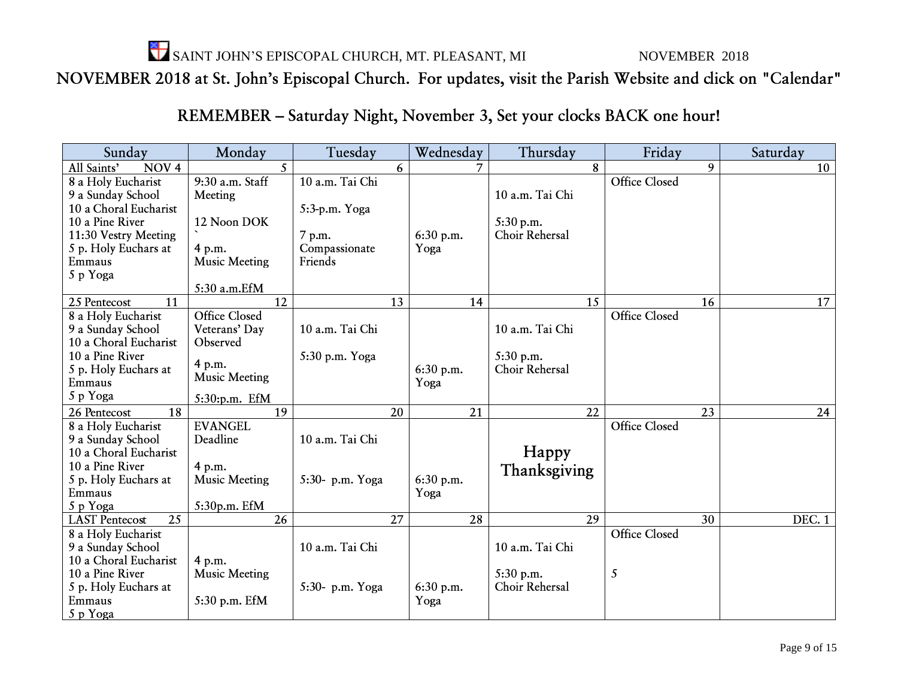SAINT JOHN'S EPISCOPAL CHURCH, MT. PLEASANT, MI NOVEMBER 2018

## NOVEMBER 2018 at St. John's Episcopal Church. For updates, visit the Parish Website and click on "Calendar"

## REMEMBER – Saturday Night, November 3, Set your clocks BACK one hour!

| Sunday | Monday | Tuesday | Wednesday | Thursday | Friday | Saturday |
|---|---|---|---|---|---|---|
| All Saints' NOV 4 | 5 | 6 | 7 | 8 | 9 | 10 |
| 8 a Holy Eucharist<br>9 a Sunday School<br>10 a Choral Eucharist<br>10 a Pine River<br>11:30 Vestry Meeting<br>5 p. Holy Euchars at Emmaus<br>5 p Yoga | 9:30 a.m. Staff Meeting<br><br>12 Noon DOK<br>`<br>4 p.m.<br>Music Meeting<br><br>5:30 a.m.EfM | 10 a.m. Tai Chi<br><br>5:3-p.m. Yoga<br><br>7 p.m.<br>Compassionate Friends | 6:30 p.m.<br>Yoga | 10 a.m. Tai Chi<br><br>5:30 p.m.<br>Choir Rehersal | Office Closed | |
| 25 Pentecost 11 | 12 | 13 | 14 | 15 | 16 | 17 |
| 8 a Holy Eucharist<br>9 a Sunday School<br>10 a Choral Eucharist<br>10 a Pine River<br>5 p. Holy Euchars at Emmaus<br>5 p Yoga | Office Closed<br>Veterans' Day Observed<br><br>4 p.m.<br>Music Meeting<br><br>5:30:p.m. EfM | 10 a.m. Tai Chi<br><br>5:30 p.m. Yoga | 6:30 p.m.<br>Yoga | 10 a.m. Tai Chi<br><br>5:30 p.m.<br>Choir Rehersal | Office Closed | |
| 26 Pentecost 18 | 19 | 20 | 21 | 22 | 23 | 24 |
| 8 a Holy Eucharist<br>9 a Sunday School<br>10 a Choral Eucharist<br>10 a Pine River<br>5 p. Holy Euchars at Emmaus<br>5 p Yoga | EVANGEL Deadline<br><br>4 p.m.<br>Music Meeting<br><br>5:30p.m. EfM | 10 a.m. Tai Chi<br><br>5:30- p.m. Yoga | 6:30 p.m.<br>Yoga | Happy Thanksgiving | Office Closed | |
| LAST Pentecost 25 | 26 | 27 | 28 | 29 | 30 | DEC. 1 |
| 8 a Holy Eucharist<br>9 a Sunday School<br>10 a Choral Eucharist<br>10 a Pine River<br>5 p. Holy Euchars at Emmaus<br>5 p Yoga | 4 p.m.<br>Music Meeting<br><br>5:30 p.m. EfM | 10 a.m. Tai Chi<br><br>5:30- p.m. Yoga | 6:30 p.m.<br>Yoga | 10 a.m. Tai Chi<br><br>5:30 p.m.<br>Choir Rehersal | Office Closed<br><br>5 | |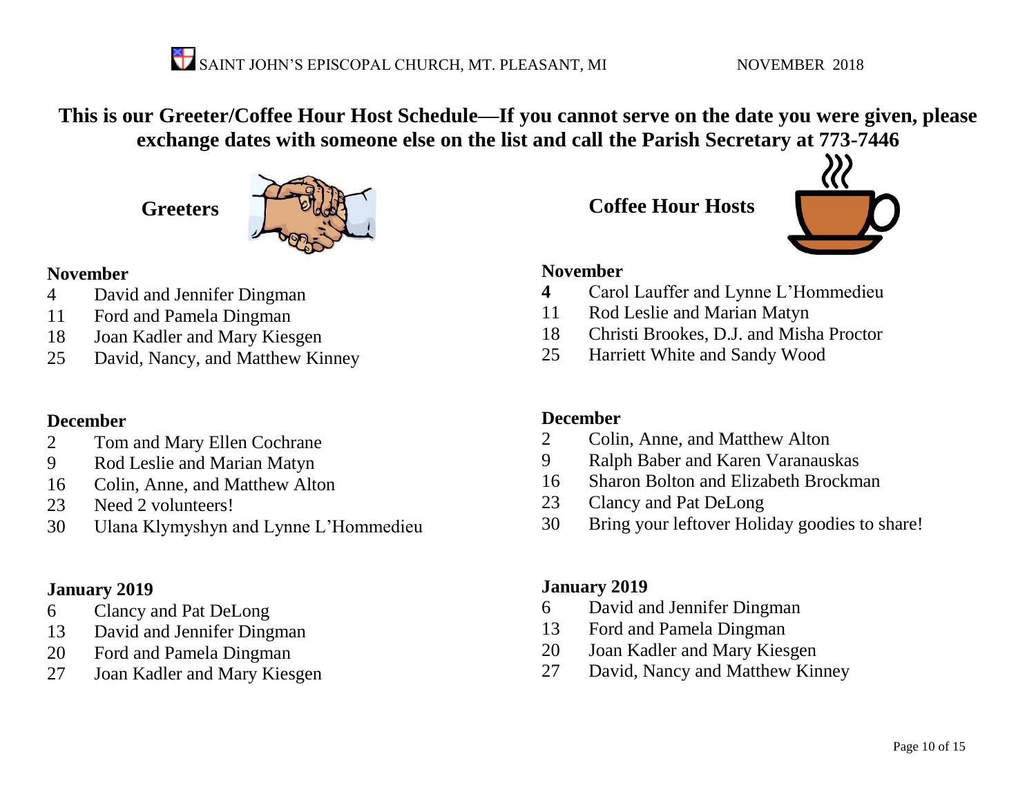**This is our Greeter/Coffee Hour Host Schedule—If you cannot serve on the date you were given, please exchange dates with someone else on the list and call the Parish Secretary at 773-7446**

## Greeters

**November**

- 4 David and Jennifer Dingman
- 11 Ford and Pamela Dingman
- 18 Joan Kadler and Mary Kiesgen
- 25 David, Nancy, and Matthew Kinney

**December**

- 2 Tom and Mary Ellen Cochrane
- 9 Rod Leslie and Marian Matyn
- 16 Colin, Anne, and Matthew Alton
- 23 Need 2 volunteers!
- 30 Ulana Klymyshyn and Lynne L'Hommedieu

**January 2019**

- 6 Clancy and Pat DeLong
- 13 David and Jennifer Dingman
- 20 Ford and Pamela Dingman
- 27 Joan Kadler and Mary Kiesgen

## Coffee Hour Hosts

**November**

- **4** Carol Lauffer and Lynne L'Hommedieu
- 11 Rod Leslie and Marian Matyn
- 18 Christi Brookes, D.J. and Misha Proctor
- 25 Harriett White and Sandy Wood

**December**

- 2 Colin, Anne, and Matthew Alton
- 9 Ralph Baber and Karen Varanauskas
- 16 Sharon Bolton and Elizabeth Brockman
- 23 Clancy and Pat DeLong
- 30 Bring your leftover Holiday goodies to share!

**January 2019**

- 6 David and Jennifer Dingman
- 13 Ford and Pamela Dingman
- 20 Joan Kadler and Mary Kiesgen
- 27 David, Nancy and Matthew Kinney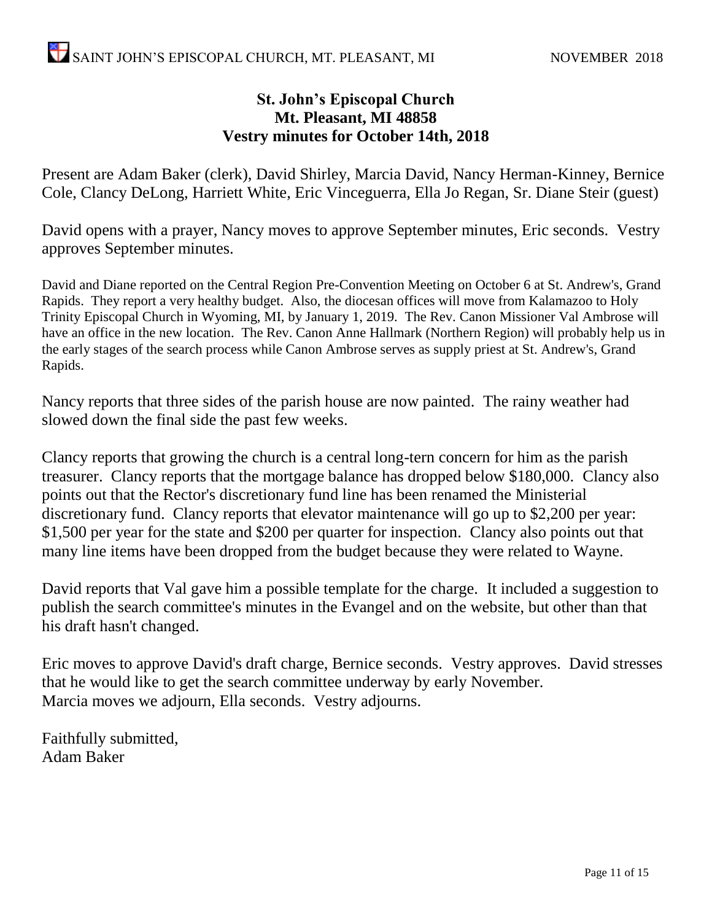**St. John's Episcopal Church**
**Mt. Pleasant, MI 48858**
**Vestry minutes for October 14th, 2018**

Present are Adam Baker (clerk), David Shirley, Marcia David, Nancy Herman-Kinney, Bernice Cole, Clancy DeLong, Harriett White, Eric Vinceguerra, Ella Jo Regan, Sr. Diane Steir (guest)

David opens with a prayer, Nancy moves to approve September minutes, Eric seconds. Vestry approves September minutes.

David and Diane reported on the Central Region Pre-Convention Meeting on October 6 at St. Andrew's, Grand Rapids. They report a very healthy budget. Also, the diocesan offices will move from Kalamazoo to Holy Trinity Episcopal Church in Wyoming, MI, by January 1, 2019. The Rev. Canon Missioner Val Ambrose will have an office in the new location. The Rev. Canon Anne Hallmark (Northern Region) will probably help us in the early stages of the search process while Canon Ambrose serves as supply priest at St. Andrew's, Grand Rapids.

Nancy reports that three sides of the parish house are now painted. The rainy weather had slowed down the final side the past few weeks.

Clancy reports that growing the church is a central long-tern concern for him as the parish treasurer. Clancy reports that the mortgage balance has dropped below $180,000. Clancy also points out that the Rector's discretionary fund line has been renamed the Ministerial discretionary fund. Clancy reports that elevator maintenance will go up to $2,200 per year: $1,500 per year for the state and $200 per quarter for inspection. Clancy also points out that many line items have been dropped from the budget because they were related to Wayne.

David reports that Val gave him a possible template for the charge. It included a suggestion to publish the search committee's minutes in the Evangel and on the website, but other than that his draft hasn't changed.

Eric moves to approve David's draft charge, Bernice seconds. Vestry approves. David stresses that he would like to get the search committee underway by early November.
Marcia moves we adjourn, Ella seconds. Vestry adjourns.

Faithfully submitted,
Adam Baker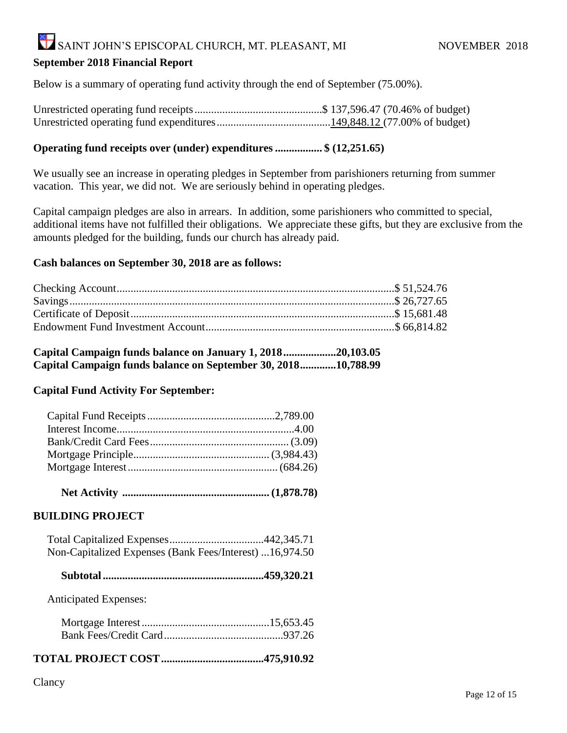## September 2018 Financial Report

Below is a summary of operating fund activity through the end of September (75.00%).

| | |
|---|---|
| Unrestricted operating fund receipts | $ 137,596.47 (70.46% of budget) |
| Unrestricted operating fund expenditures | 149,848.12 (77.00% of budget) |

**Operating fund receipts over (under) expenditures ................. $ (12,251.65)**

We usually see an increase in operating pledges in September from parishioners returning from summer vacation. This year, we did not. We are seriously behind in operating pledges.

Capital campaign pledges are also in arrears. In addition, some parishioners who committed to special, additional items have not fulfilled their obligations. We appreciate these gifts, but they are exclusive from the amounts pledged for the building, funds our church has already paid.

**Cash balances on September 30, 2018 are as follows:**

| | |
|---|---|
| Checking Account | $ 51,524.76 |
| Savings | $ 26,727.65 |
| Certificate of Deposit | $ 15,681.48 |
| Endowment Fund Investment Account | $ 66,814.82 |

**Capital Campaign funds balance on January 1, 2018 ................... 20,103.05**
**Capital Campaign funds balance on September 30, 2018 ............ 10,788.99**

**Capital Fund Activity For September:**

| | |
|---|---|
| Capital Fund Receipts | 2,789.00 |
| Interest Income | 4.00 |
| Bank/Credit Card Fees | (3.09) |
| Mortgage Principle | (3,984.43) |
| Mortgage Interest | (684.26) |
| **Net Activity** | **(1,878.78)** |

**BUILDING PROJECT**

| | |
|---|---|
| Total Capitalized Expenses | 442,345.71 |
| Non-Capitalized Expenses (Bank Fees/Interest) | 16,974.50 |
| **Subtotal** | **459,320.21** |

Anticipated Expenses:

| | |
|---|---|
| Mortgage Interest | 15,653.45 |
| Bank Fees/Credit Card | 937.26 |

**TOTAL PROJECT COST ..................................... 475,910.92**

Clancy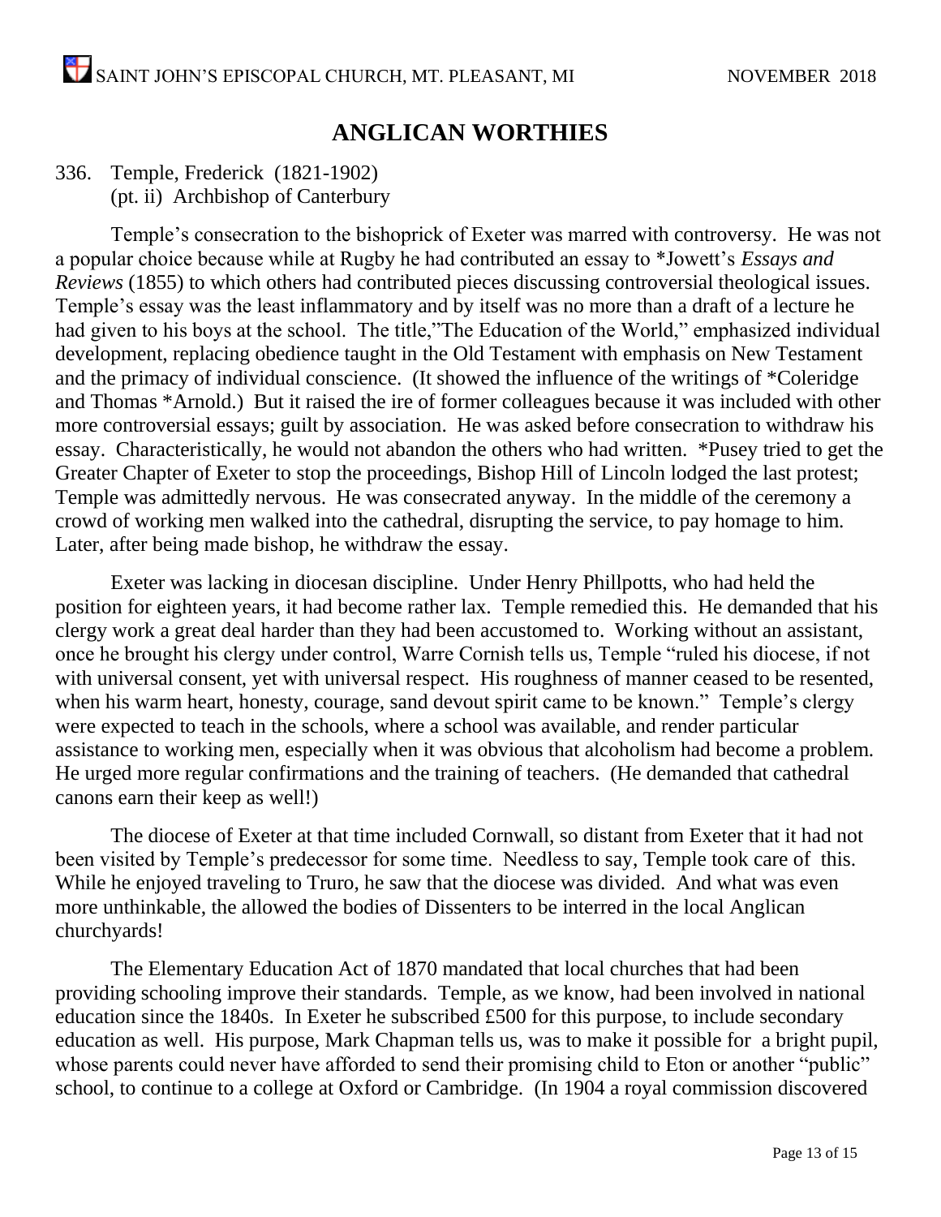# ANGLICAN WORTHIES

336. Temple, Frederick (1821-1902)
(pt. ii) Archbishop of Canterbury

Temple's consecration to the bishopric of Exeter was marred with controversy. He was not a popular choice because while at Rugby he had contributed an essay to *Jowett's *Essays and Reviews* (1855) to which others had contributed pieces discussing controversial theological issues. Temple's essay was the least inflammatory and by itself was no more than a draft of a lecture he had given to his boys at the school. The title,"The Education of the World," emphasized individual development, replacing obedience taught in the Old Testament with emphasis on New Testament and the primacy of individual conscience. (It showed the influence of the writings of *Coleridge and Thomas *Arnold.) But it raised the ire of former colleagues because it was included with other more controversial essays; guilt by association. He was asked before consecration to withdraw his essay. Characteristically, he would not abandon the others who had written. *Pusey tried to get the Greater Chapter of Exeter to stop the proceedings, Bishop Hill of Lincoln lodged the last protest; Temple was admittedly nervous. He was consecrated anyway. In the middle of the ceremony a crowd of working men walked into the cathedral, disrupting the service, to pay homage to him. Later, after being made bishop, he withdraw the essay.

Exeter was lacking in diocesan discipline. Under Henry Phillpotts, who had held the position for eighteen years, it had become rather lax. Temple remedied this. He demanded that his clergy work a great deal harder than they had been accustomed to. Working without an assistant, once he brought his clergy under control, Warre Cornish tells us, Temple "ruled his diocese, if not with universal consent, yet with universal respect. His roughness of manner ceased to be resented, when his warm heart, honesty, courage, sand devout spirit came to be known." Temple's clergy were expected to teach in the schools, where a school was available, and render particular assistance to working men, especially when it was obvious that alcoholism had become a problem. He urged more regular confirmations and the training of teachers. (He demanded that cathedral canons earn their keep as well!)

The diocese of Exeter at that time included Cornwall, so distant from Exeter that it had not been visited by Temple's predecessor for some time. Needless to say, Temple took care of this. While he enjoyed traveling to Truro, he saw that the diocese was divided. And what was even more unthinkable, the allowed the bodies of Dissenters to be interred in the local Anglican churchyards!

The Elementary Education Act of 1870 mandated that local churches that had been providing schooling improve their standards. Temple, as we know, had been involved in national education since the 1840s. In Exeter he subscribed £500 for this purpose, to include secondary education as well. His purpose, Mark Chapman tells us, was to make it possible for a bright pupil, whose parents could never have afforded to send their promising child to Eton or another "public" school, to continue to a college at Oxford or Cambridge. (In 1904 a royal commission discovered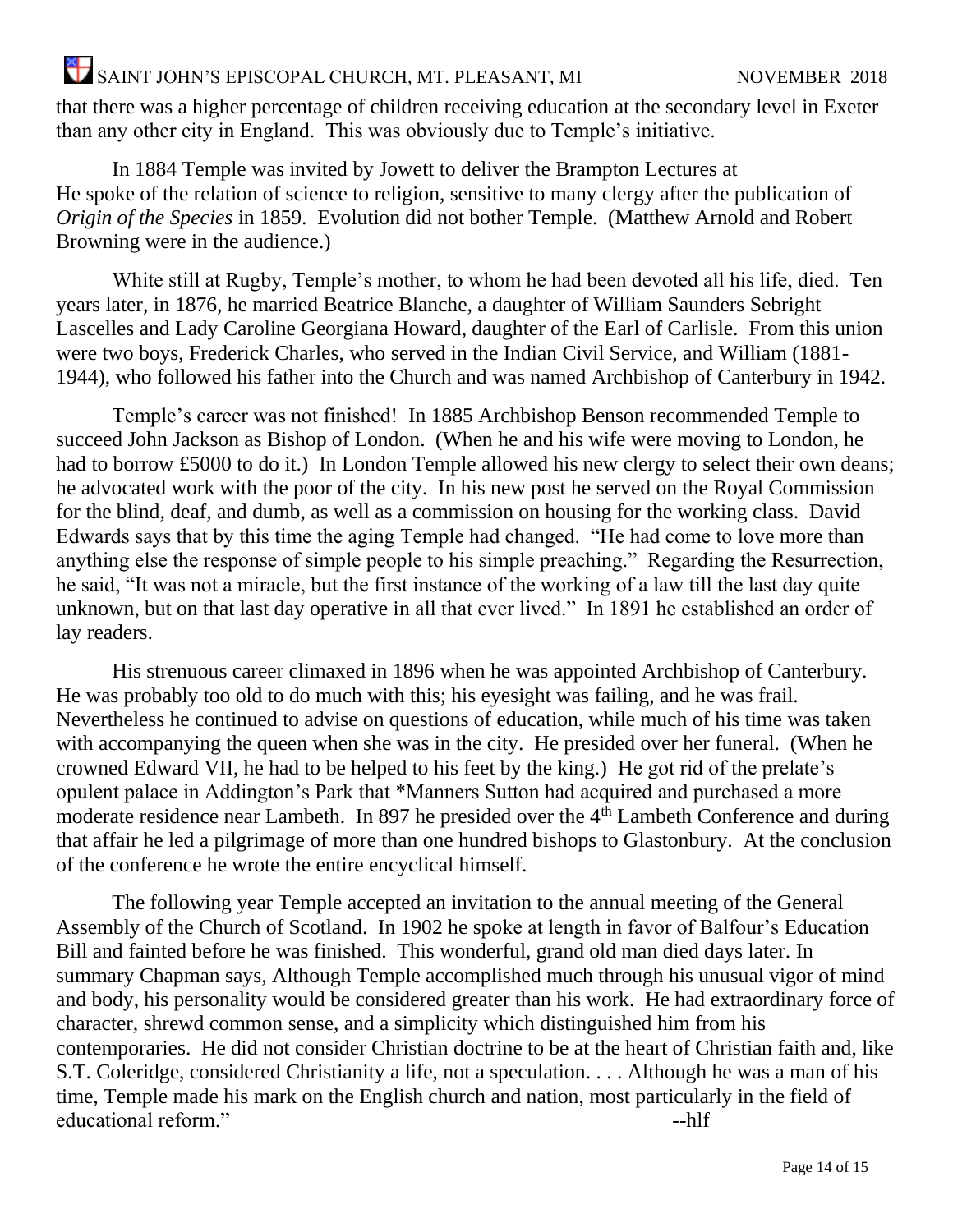that there was a higher percentage of children receiving education at the secondary level in Exeter than any other city in England. This was obviously due to Temple's initiative.

In 1884 Temple was invited by Jowett to deliver the Brampton Lectures at He spoke of the relation of science to religion, sensitive to many clergy after the publication of *Origin of the Species* in 1859. Evolution did not bother Temple. (Matthew Arnold and Robert Browning were in the audience.)

White still at Rugby, Temple's mother, to whom he had been devoted all his life, died. Ten years later, in 1876, he married Beatrice Blanche, a daughter of William Saunders Sebright Lascelles and Lady Caroline Georgiana Howard, daughter of the Earl of Carlisle. From this union were two boys, Frederick Charles, who served in the Indian Civil Service, and William (1881-1944), who followed his father into the Church and was named Archbishop of Canterbury in 1942.

Temple's career was not finished! In 1885 Archbishop Benson recommended Temple to succeed John Jackson as Bishop of London. (When he and his wife were moving to London, he had to borrow £5000 to do it.) In London Temple allowed his new clergy to select their own deans; he advocated work with the poor of the city. In his new post he served on the Royal Commission for the blind, deaf, and dumb, as well as a commission on housing for the working class. David Edwards says that by this time the aging Temple had changed. "He had come to love more than anything else the response of simple people to his simple preaching." Regarding the Resurrection, he said, "It was not a miracle, but the first instance of the working of a law till the last day quite unknown, but on that last day operative in all that ever lived." In 1891 he established an order of lay readers.

His strenuous career climaxed in 1896 when he was appointed Archbishop of Canterbury. He was probably too old to do much with this; his eyesight was failing, and he was frail. Nevertheless he continued to advise on questions of education, while much of his time was taken with accompanying the queen when she was in the city. He presided over her funeral. (When he crowned Edward VII, he had to be helped to his feet by the king.) He got rid of the prelate's opulent palace in Addington's Park that *Manners Sutton had acquired and purchased a more moderate residence near Lambeth. In 897 he presided over the 4th Lambeth Conference and during that affair he led a pilgrimage of more than one hundred bishops to Glastonbury. At the conclusion of the conference he wrote the entire encyclical himself.

The following year Temple accepted an invitation to the annual meeting of the General Assembly of the Church of Scotland. In 1902 he spoke at length in favor of Balfour's Education Bill and fainted before he was finished. This wonderful, grand old man died days later. In summary Chapman says, Although Temple accomplished much through his unusual vigor of mind and body, his personality would be considered greater than his work. He had extraordinary force of character, shrewd common sense, and a simplicity which distinguished him from his contemporaries. He did not consider Christian doctrine to be at the heart of Christian faith and, like S.T. Coleridge, considered Christianity a life, not a speculation. . . . Although he was a man of his time, Temple made his mark on the English church and nation, most particularly in the field of educational reform." --hlf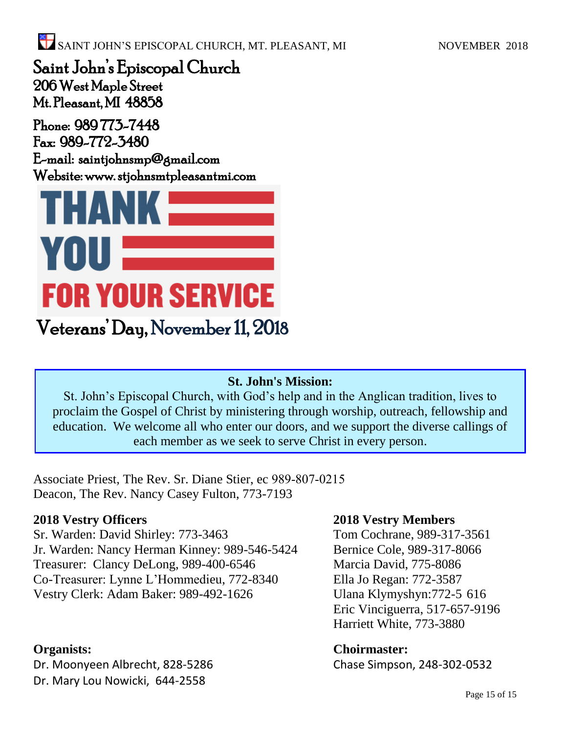# Saint John's Episcopal Church

206 West Maple Street
Mt. Pleasant, MI 48858

Phone: 989 773-7448
Fax: 989-772-3480
E-mail: saintjohnsmp@gmail.com
Website: www.stjohnsmtpleasantmi.com

THANK YOU FOR YOUR SERVICE

Veterans' Day, November 11, 2018

**St. John's Mission:**
St. John's Episcopal Church, with God's help and in the Anglican tradition, lives to proclaim the Gospel of Christ by ministering through worship, outreach, fellowship and education. We welcome all who enter our doors, and we support the diverse callings of each member as we seek to serve Christ in every person.

Associate Priest, The Rev. Sr. Diane Stier, ec 989-807-0215
Deacon, The Rev. Nancy Casey Fulton, 773-7193

**2018 Vestry Officers**
Sr. Warden: David Shirley: 773-3463
Jr. Warden: Nancy Herman Kinney: 989-546-5424
Treasurer: Clancy DeLong, 989-400-6546
Co-Treasurer: Lynne L'Hommedieu, 772-8340
Vestry Clerk: Adam Baker: 989-492-1626

**2018 Vestry Members**
Tom Cochrane, 989-317-3561
Bernice Cole, 989-317-8066
Marcia David, 775-8086
Ella Jo Regan: 772-3587
Ulana Klymyshyn:772-5 616
Eric Vinciguerra, 517-657-9196
Harriett White, 773-3880

**Organists:**
Dr. Moonyeen Albrecht, 828-5286
Dr. Mary Lou Nowicki, 644-2558

**Choirmaster:**
Chase Simpson, 248-302-0532